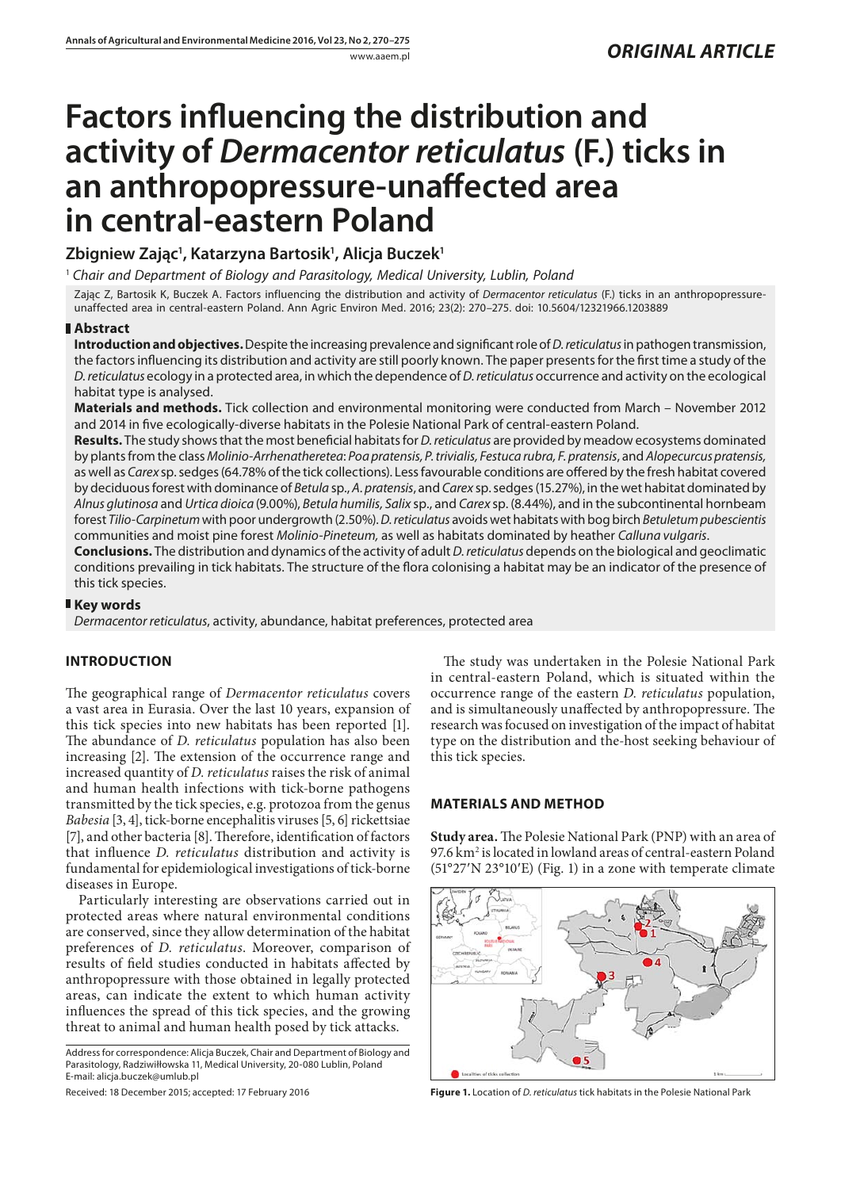*ORIGINAL ARTICLE*

# Factors influencing the distribution and activity of *Dermacentor reticulatus* (F.) ticks in an anthropopressure-unaffected area in central-eastern Poland

**Zbigniew Zając[1], Katarzyna Bartosik[1], Alicja Buczek[1]**

[1] *Chair and Department of Biology and Parasitology, Medical University, Lublin, Poland*

Zając Z, Bartosik K, Buczek A. Factors influencing the distribution and activity of *Dermacentor reticulatus* (F.) ticks in an anthropopressure-unaffected area in central-eastern Poland. Ann Agric Environ Med. 2016; 23(2): 270–275. doi: 10.5604/12321966.1203889

## Abstract

**Introduction and objectives.** Despite the increasing prevalence and significant role of *D. reticulatus* in pathogen transmission, the factors influencing its distribution and activity are still poorly known. The paper presents for the first time a study of the *D. reticulatus* ecology in a protected area, in which the dependence of *D. reticulatus* occurrence and activity on the ecological habitat type is analysed.

**Materials and methods.** Tick collection and environmental monitoring were conducted from March – November 2012 and 2014 in five ecologically-diverse habitats in the Polesie National Park of central-eastern Poland.

**Results.** The study shows that the most beneficial habitats for *D. reticulatus* are provided by meadow ecosystems dominated by plants from the class *Molinio-Arrhenatheretea*: *Poa pratensis, P. trivialis, Festuca rubra, F. pratensis*, and *Alopecurus pratensis,* as well as *Carex* sp. sedges (64.78% of the tick collections). Less favourable conditions are offered by the fresh habitat covered by deciduous forest with dominance of *Betula* sp., *A. pratensis*, and *Carex* sp. sedges (15.27%), in the wet habitat dominated by *Alnus glutinosa* and *Urtica dioica* (9.00%), *Betula humilis, Salix* sp., and *Carex* sp. (8.44%), and in the subcontinental hornbeam forest *Tilio-Carpinetum* with poor undergrowth (2.50%). *D. reticulatus* avoids wet habitats with bog birch *Betuletum pubescientis* communities and moist pine forest *Molinio-Pineteum,* as well as habitats dominated by heather *Calluna vulgaris*.

**Conclusions.** The distribution and dynamics of the activity of adult *D. reticulatus* depends on the biological and geoclimatic conditions prevailing in tick habitats. The structure of the flora colonising a habitat may be an indicator of the presence of this tick species.

## Key words

*Dermacentor reticulatus*, activity, abundance, habitat preferences, protected area

## INTRODUCTION

The geographical range of *Dermacentor reticulatus* covers a vast area in Eurasia. Over the last 10 years, expansion of this tick species into new habitats has been reported [1]. The abundance of *D. reticulatus* population has also been increasing [2]. The extension of the occurrence range and increased quantity of *D. reticulatus* raises the risk of animal and human health infections with tick-borne pathogens transmitted by the tick species, e.g. protozoa from the genus *Babesia* [3, 4], tick-borne encephalitis viruses [5, 6] rickettsiae [7], and other bacteria [8]. Therefore, identification of factors that influence *D. reticulatus* distribution and activity is fundamental for epidemiological investigations of tick-borne diseases in Europe.

Particularly interesting are observations carried out in protected areas where natural environmental conditions are conserved, since they allow determination of the habitat preferences of *D. reticulatus*. Moreover, comparison of results of field studies conducted in habitats affected by anthropopressure with those obtained in legally protected areas, can indicate the extent to which human activity influences the spread of this tick species, and the growing threat to animal and human health posed by tick attacks.

Address for correspondence: Alicja Buczek, Chair and Department of Biology and Parasitology, Radziwiłłowska 11, Medical University, 20-080 Lublin, Poland
E-mail: alicja.buczek@umlub.pl

Received: 18 December 2015; accepted: 17 February 2016

The study was undertaken in the Polesie National Park in central-eastern Poland, which is situated within the occurrence range of the eastern *D. reticulatus* population, and is simultaneously unaffected by anthropopressure. The research was focused on investigation of the impact of habitat type on the distribution and the-host seeking behaviour of this tick species.

## MATERIALS AND METHOD

**Study area.** The Polesie National Park (PNP) with an area of 97.6 km² is located in lowland areas of central-eastern Poland (51°27′N 23°10′E) (Fig. 1) in a zone with temperate climate

**Figure 1.** Location of *D. reticulatus* tick habitats in the Polesie National Park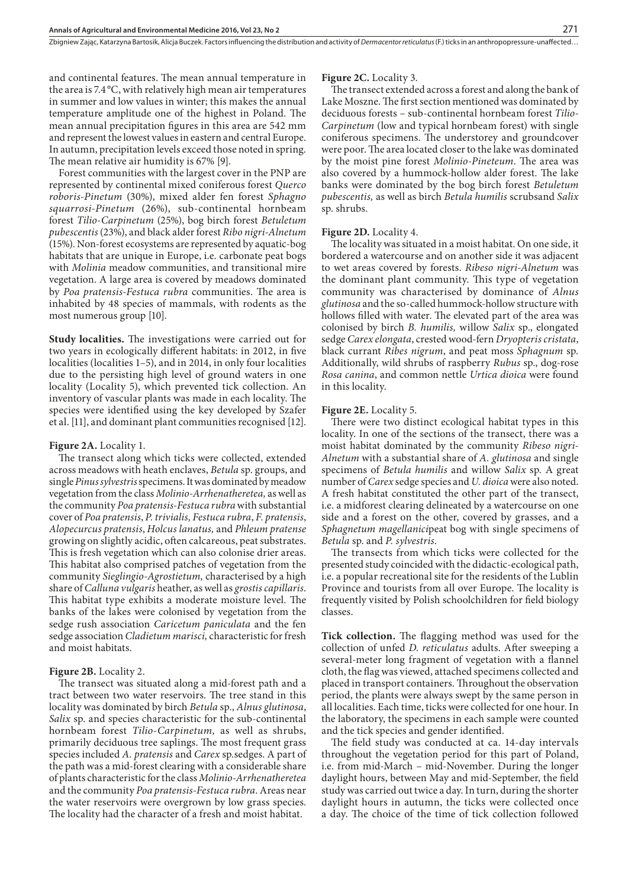and continental features. The mean annual temperature in the area is 7.4 °C, with relatively high mean air temperatures in summer and low values in winter; this makes the annual temperature amplitude one of the highest in Poland. The mean annual precipitation figures in this area are 542 mm and represent the lowest values in eastern and central Europe. In autumn, precipitation levels exceed those noted in spring. The mean relative air humidity is 67% [9].

Forest communities with the largest cover in the PNP are represented by continental mixed coniferous forest *Querco roboris-Pinetum* (30%), mixed alder fen forest *Sphagno squarrosi-Pinetum* (26%), sub-continental hornbeam forest *Tilio-Carpinetum* (25%), bog birch forest *Betuletum pubescentis* (23%), and black alder forest *Ribo nigri-Alnetum* (15%). Non-forest ecosystems are represented by aquatic-bog habitats that are unique in Europe, i.e. carbonate peat bogs with *Molinia* meadow communities, and transitional mire vegetation. A large area is covered by meadows dominated by *Poa pratensis-Festuca rubra* communities. The area is inhabited by 48 species of mammals, with rodents as the most numerous group [10].

**Study localities.** The investigations were carried out for two years in ecologically different habitats: in 2012, in five localities (localities 1–5), and in 2014, in only four localities due to the persisting high level of ground waters in one locality (Locality 5), which prevented tick collection. An inventory of vascular plants was made in each locality. The species were identified using the key developed by Szafer et al. [11], and dominant plant communities recognised [12].

**Figure 2A.** Locality 1.

The transect along which ticks were collected, extended across meadows with heath enclaves, *Betula* sp. groups, and single *Pinus sylvestris* specimens. It was dominated by meadow vegetation from the class *Molinio-Arrhenatheretea,* as well as the community *Poa pratensis-Festuca rubra* with substantial cover of *Poa pratensis*, *P. trivialis, Festuca rubra*, *F. pratensis*, *Alopecurcus pratensis*, *Holcus lanatus,* and *Phleum pratense* growing on slightly acidic, often calcareous, peat substrates. This is fresh vegetation which can also colonise drier areas. This habitat also comprised patches of vegetation from the community *Sieglingio-Agrostietum,* characterised by a high share of *Calluna vulgaris* heather, as well as *grostis capillaris*. This habitat type exhibits a moderate moisture level. The banks of the lakes were colonised by vegetation from the sedge rush association *Caricetum paniculata* and the fen sedge association *Cladietum marisci,* characteristic for fresh and moist habitats.

**Figure 2B.** Locality 2.

The transect was situated along a mid-forest path and a tract between two water reservoirs. The tree stand in this locality was dominated by birch *Betula* sp., *Alnus glutinosa*, *Salix* sp. and species characteristic for the sub-continental hornbeam forest *Tilio-Carpinetum,* as well as shrubs, primarily deciduous tree saplings. The most frequent grass species included *A. pratensis* and *Carex* sp.sedges. A part of the path was a mid-forest clearing with a considerable share of plants characteristic for the class *Molinio-Arrhenatheretea* and the community *Poa pratensis-Festuca rubra*. Areas near the water reservoirs were overgrown by low grass species. The locality had the character of a fresh and moist habitat.

**Figure 2C.** Locality 3.

The transect extended across a forest and along the bank of Lake Moszne. The first section mentioned was dominated by deciduous forests – sub-continental hornbeam forest *Tilio-Carpinetum* (low and typical hornbeam forest) with single coniferous specimens. The understorey and groundcover were poor. The area located closer to the lake was dominated by the moist pine forest *Molinio-Pineteum*. The area was also covered by a hummock-hollow alder forest. The lake banks were dominated by the bog birch forest *Betuletum pubescentis,* as well as birch *Betula humilis* scrubsand *Salix* sp. shrubs.

**Figure 2D.** Locality 4.

The locality was situated in a moist habitat. On one side, it bordered a watercourse and on another side it was adjacent to wet areas covered by forests. *Ribeso nigri-Alnetum* was the dominant plant community. This type of vegetation community was characterised by dominance of *Alnus glutinosa* and the so-called hummock-hollow structure with hollows filled with water. The elevated part of the area was colonised by birch *B. humilis,* willow *Salix* sp., elongated sedge *Carex elongata*, crested wood-fern *Dryopteris cristata*, black currant *Ribes nigrum*, and peat moss *Sphagnum* sp. Additionally, wild shrubs of raspberry *Rubus* sp., dog-rose *Rosa canina*, and common nettle *Urtica dioica* were found in this locality.

**Figure 2E.** Locality 5.

There were two distinct ecological habitat types in this locality. In one of the sections of the transect, there was a moist habitat dominated by the community *Ribeso nigri-Alnetum* with a substantial share of *A. glutinosa* and single specimens of *Betula humilis* and willow *Salix* sp. A great number of *Carex* sedge species and *U. dioica* were also noted. A fresh habitat constituted the other part of the transect, i.e. a midforest clearing delineated by a watercourse on one side and a forest on the other, covered by grasses, and a *Sphagnetum magellanici*peat bog with single specimens of *Betula* sp. and *P. sylvestris*.

The transects from which ticks were collected for the presented study coincided with the didactic-ecological path, i.e. a popular recreational site for the residents of the Lublin Province and tourists from all over Europe. The locality is frequently visited by Polish schoolchildren for field biology classes.

**Tick collection.** The flagging method was used for the collection of unfed *D. reticulatus* adults. After sweeping a several-meter long fragment of vegetation with a flannel cloth, the flag was viewed, attached specimens collected and placed in transport containers. Throughout the observation period, the plants were always swept by the same person in all localities. Each time, ticks were collected for one hour. In the laboratory, the specimens in each sample were counted and the tick species and gender identified.

The field study was conducted at ca. 14-day intervals throughout the vegetation period for this part of Poland, i.e. from mid-March – mid-November. During the longer daylight hours, between May and mid-September, the field study was carried out twice a day. In turn, during the shorter daylight hours in autumn, the ticks were collected once a day. The choice of the time of tick collection followed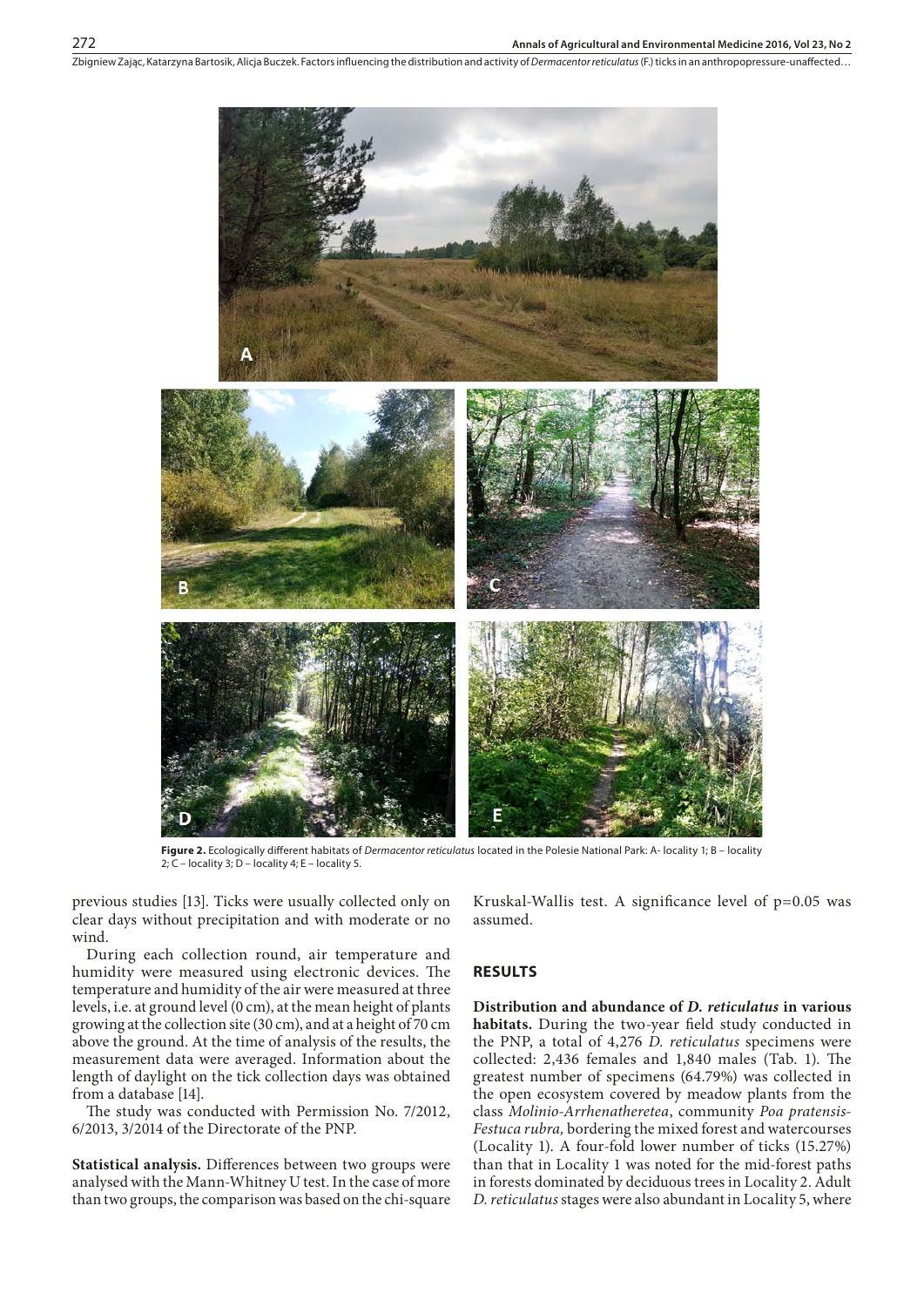**Figure 2.** Ecologically different habitats of *Dermacentor reticulatus* located in the Polesie National Park: A- locality 1; B – locality 2; C – locality 3; D – locality 4; E – locality 5.

previous studies [13]. Ticks were usually collected only on clear days without precipitation and with moderate or no wind.

During each collection round, air temperature and humidity were measured using electronic devices. The temperature and humidity of the air were measured at three levels, i.e. at ground level (0 cm), at the mean height of plants growing at the collection site (30 cm), and at a height of 70 cm above the ground. At the time of analysis of the results, the measurement data were averaged. Information about the length of daylight on the tick collection days was obtained from a database [14].

The study was conducted with Permission No. 7/2012, 6/2013, 3/2014 of the Directorate of the PNP.

**Statistical analysis.** Differences between two groups were analysed with the Mann-Whitney U test. In the case of more than two groups, the comparison was based on the chi-square Kruskal-Wallis test. A significance level of p=0.05 was assumed.

## RESULTS

**Distribution and abundance of *D. reticulatus* in various habitats.** During the two-year field study conducted in the PNP, a total of 4,276 *D. reticulatus* specimens were collected: 2,436 females and 1,840 males (Tab. 1). The greatest number of specimens (64.79%) was collected in the open ecosystem covered by meadow plants from the class *Molinio-Arrhenatheretea*, community *Poa pratensis-Festuca rubra,* bordering the mixed forest and watercourses (Locality 1). A four-fold lower number of ticks (15.27%) than that in Locality 1 was noted for the mid-forest paths in forests dominated by deciduous trees in Locality 2. Adult *D. reticulatus* stages were also abundant in Locality 5, where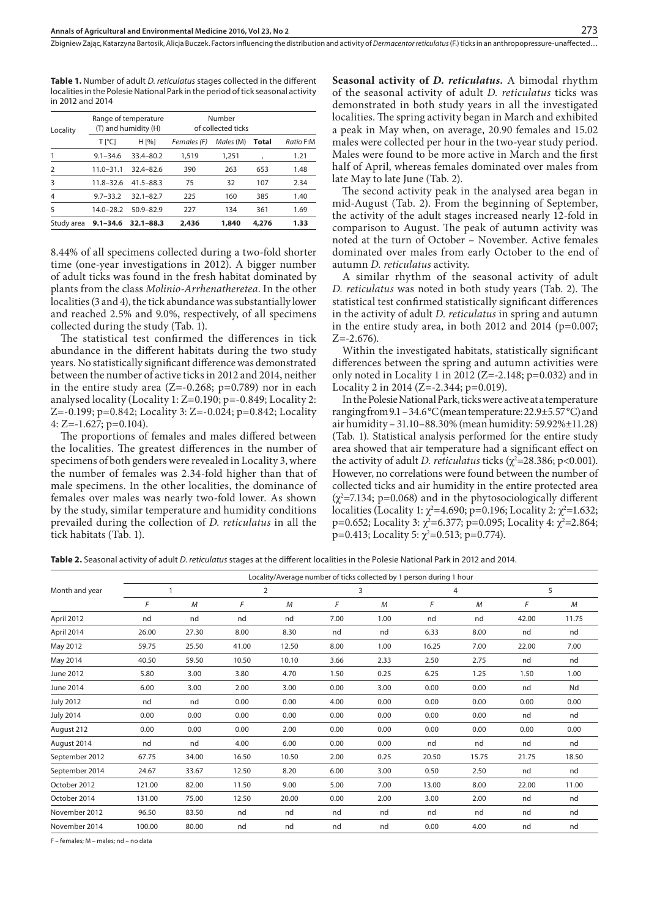**Table 1.** Number of adult *D. reticulatus* stages collected in the different localities in the Polesie National Park in the period of tick seasonal activity in 2012 and 2014

| Locality | Range of temperature (T) and humidity (H) | | Number of collected ticks | | | |
|---|---|---|---|---|---|---|
| | T [°C] | H [%] | *Females (F)* | *Males (M)* | **Total** | *Ratio F:M* |
| 1 | 9.1–34.6 | 33.4–80.2 | 1,519 | 1,251 | , | 1.21 |
| 2 | 11.0–31.1 | 32.4–82.6 | 390 | 263 | 653 | 1.48 |
| 3 | 11.8–32.6 | 41.5–88.3 | 75 | 32 | 107 | 2.34 |
| 4 | 9.7–33.2 | 32.1–82.7 | 225 | 160 | 385 | 1.40 |
| 5 | 14.0–28.2 | 50.9–82.9 | 227 | 134 | 361 | 1.69 |
| Study area | **9.1–34.6** | **32.1–88.3** | **2,436** | **1,840** | **4,276** | **1.33** |

8.44% of all specimens collected during a two-fold shorter time (one-year investigations in 2012). A bigger number of adult ticks was found in the fresh habitat dominated by plants from the class *Molinio-Arrhenatheretea*. In the other localities (3 and 4), the tick abundance was substantially lower and reached 2.5% and 9.0%, respectively, of all specimens collected during the study (Tab. 1).

The statistical test confirmed the differences in tick abundance in the different habitats during the two study years. No statistically significant difference was demonstrated between the number of active ticks in 2012 and 2014, neither in the entire study area (Z=-0.268; p=0.789) nor in each analysed locality (Locality 1: Z=0.190; p=-0.849; Locality 2: Z=-0.199; p=0.842; Locality 3: Z=-0.024; p=0.842; Locality 4: Z=-1.627; p=0.104).

The proportions of females and males differed between the localities. The greatest differences in the number of specimens of both genders were revealed in Locality 3, where the number of females was 2.34-fold higher than that of male specimens. In the other localities, the dominance of females over males was nearly two-fold lower. As shown by the study, similar temperature and humidity conditions prevailed during the collection of *D. reticulatus* in all the tick habitats (Tab. 1).

**Seasonal activity of *D. reticulatus*.** A bimodal rhythm of the seasonal activity of adult *D. reticulatus* ticks was demonstrated in both study years in all the investigated localities. The spring activity began in March and exhibited a peak in May when, on average, 20.90 females and 15.02 males were collected per hour in the two-year study period. Males were found to be more active in March and the first half of April, whereas females dominated over males from late May to late June (Tab. 2).

The second activity peak in the analysed area began in mid-August (Tab. 2). From the beginning of September, the activity of the adult stages increased nearly 12-fold in comparison to August. The peak of autumn activity was noted at the turn of October – November. Active females dominated over males from early October to the end of autumn *D. reticulatus* activity.

A similar rhythm of the seasonal activity of adult *D. reticulatus* was noted in both study years (Tab. 2). The statistical test confirmed statistically significant differences in the activity of adult *D. reticulatus* in spring and autumn in the entire study area, in both 2012 and 2014 (p=0.007; Z=-2.676).

Within the investigated habitats, statistically significant differences between the spring and autumn activities were only noted in Locality 1 in 2012 (Z=-2.148; p=0.032) and in Locality 2 in 2014 (Z=-2.344; p=0.019).

In the Polesie National Park, ticks were active at a temperature ranging from 9.1 – 34.6 °C (mean temperature: 22.9±5.57 °C) and air humidity – 31.10–88.30% (mean humidity: 59.92%±11.28) (Tab. 1). Statistical analysis performed for the entire study area showed that air temperature had a significant effect on the activity of adult *D. reticulatus* ticks ($\chi^2$=28.386; p<0.001). However, no correlations were found between the number of collected ticks and air humidity in the entire protected area ($\chi^2$=7.134; p=0.068) and in the phytosociologically different localities (Locality 1: $\chi^2$=4.690; p=0.196; Locality 2: $\chi^2$=1.632; p=0.652; Locality 3: $\chi^2$=6.377; p=0.095; Locality 4: $\chi^2$=2.864; p=0.413; Locality 5: $\chi^2$=0.513; p=0.774).

**Table 2.** Seasonal activity of adult *D. reticulatus* stages at the different localities in the Polesie National Park in 2012 and 2014.

| Month and year | Locality/Average number of ticks collected by 1 person during 1 hour | | | | | | | | | |
|---|---|---|---|---|---|---|---|---|---|---|
| | 1 | | 2 | | 3 | | 4 | | 5 | |
| | *F* | *M* | *F* | *M* | *F* | *M* | *F* | *M* | *F* | *M* |
| April 2012 | nd | nd | nd | nd | 7.00 | 1.00 | nd | nd | 42.00 | 11.75 |
| April 2014 | 26.00 | 27.30 | 8.00 | 8.30 | nd | nd | 6.33 | 8.00 | nd | nd |
| May 2012 | 59.75 | 25.50 | 41.00 | 12.50 | 8.00 | 1.00 | 16.25 | 7.00 | 22.00 | 7.00 |
| May 2014 | 40.50 | 59.50 | 10.50 | 10.10 | 3.66 | 2.33 | 2.50 | 2.75 | nd | nd |
| June 2012 | 5.80 | 3.00 | 3.80 | 4.70 | 1.50 | 0.25 | 6.25 | 1.25 | 1.50 | 1.00 |
| June 2014 | 6.00 | 3.00 | 2.00 | 3.00 | 0.00 | 3.00 | 0.00 | 0.00 | nd | Nd |
| July 2012 | nd | nd | 0.00 | 0.00 | 4.00 | 0.00 | 0.00 | 0.00 | 0.00 | 0.00 |
| July 2014 | 0.00 | 0.00 | 0.00 | 0.00 | 0.00 | 0.00 | 0.00 | 0.00 | nd | nd |
| August 212 | 0.00 | 0.00 | 0.00 | 2.00 | 0.00 | 0.00 | 0.00 | 0.00 | 0.00 | 0.00 |
| August 2014 | nd | nd | 4.00 | 6.00 | 0.00 | 0.00 | nd | nd | nd | nd |
| September 2012 | 67.75 | 34.00 | 16.50 | 10.50 | 2.00 | 0.25 | 20.50 | 15.75 | 21.75 | 18.50 |
| September 2014 | 24.67 | 33.67 | 12.50 | 8.20 | 6.00 | 3.00 | 0.50 | 2.50 | nd | nd |
| October 2012 | 121.00 | 82.00 | 11.50 | 9.00 | 5.00 | 7.00 | 13.00 | 8.00 | 22.00 | 11.00 |
| October 2014 | 131.00 | 75.00 | 12.50 | 20.00 | 0.00 | 2.00 | 3.00 | 2.00 | nd | nd |
| November 2012 | 96.50 | 83.50 | nd | nd | nd | nd | nd | nd | nd | nd |
| November 2014 | 100.00 | 80.00 | nd | nd | nd | nd | 0.00 | 4.00 | nd | nd |

F – females; M – males; nd – no data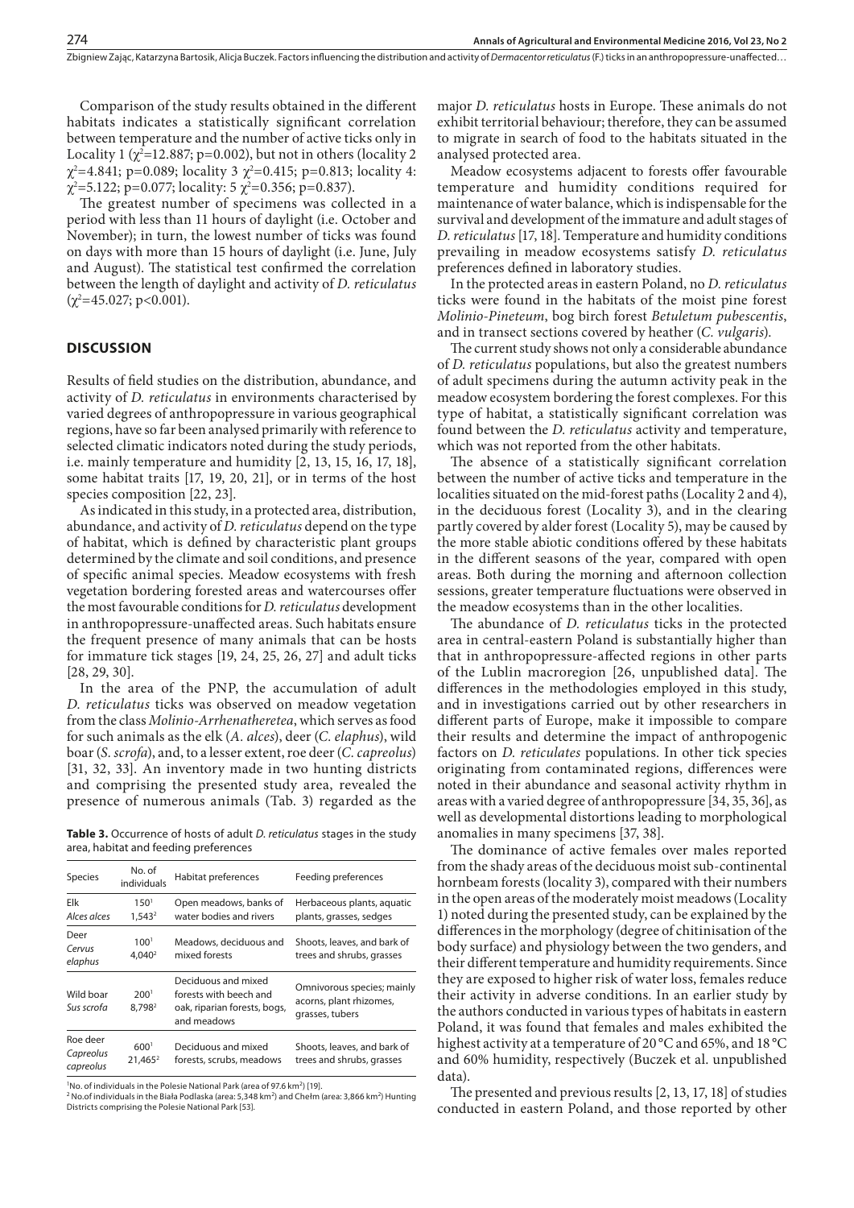Comparison of the study results obtained in the different habitats indicates a statistically significant correlation between temperature and the number of active ticks only in Locality 1 ($\chi^2$=12.887; p=0.002), but not in others (locality 2 $\chi^2$=4.841; p=0.089; locality 3 $\chi^2$=0.415; p=0.813; locality 4: $\chi^2$=5.122; p=0.077; locality: 5 $\chi^2$=0.356; p=0.837).

The greatest number of specimens was collected in a period with less than 11 hours of daylight (i.e. October and November); in turn, the lowest number of ticks was found on days with more than 15 hours of daylight (i.e. June, July and August). The statistical test confirmed the correlation between the length of daylight and activity of *D. reticulatus* ($\chi^2$=45.027; p<0.001).

## DISCUSSION

Results of field studies on the distribution, abundance, and activity of *D. reticulatus* in environments characterised by varied degrees of anthropopressure in various geographical regions, have so far been analysed primarily with reference to selected climatic indicators noted during the study periods, i.e. mainly temperature and humidity [2, 13, 15, 16, 17, 18], some habitat traits [17, 19, 20, 21], or in terms of the host species composition [22, 23].

As indicated in this study, in a protected area, distribution, abundance, and activity of *D. reticulatus* depend on the type of habitat, which is defined by characteristic plant groups determined by the climate and soil conditions, and presence of specific animal species. Meadow ecosystems with fresh vegetation bordering forested areas and watercourses offer the most favourable conditions for *D. reticulatus* development in anthropopressure-unaffected areas. Such habitats ensure the frequent presence of many animals that can be hosts for immature tick stages [19, 24, 25, 26, 27] and adult ticks [28, 29, 30].

In the area of the PNP, the accumulation of adult *D. reticulatus* ticks was observed on meadow vegetation from the class *Molinio-Arrhenatheretea*, which serves as food for such animals as the elk (*A. alces*), deer (*C. elaphus*), wild boar (*S. scrofa*), and, to a lesser extent, roe deer (*C. capreolus*) [31, 32, 33]. An inventory made in two hunting districts and comprising the presented study area, revealed the presence of numerous animals (Tab. 3) regarded as the major *D. reticulatus* hosts in Europe. These animals do not exhibit territorial behaviour; therefore, they can be assumed to migrate in search of food to the habitats situated in the analysed protected area.

**Table 3.** Occurrence of hosts of adult *D. reticulatus* stages in the study area, habitat and feeding preferences

| Species | No. of individuals | Habitat preferences | Feeding preferences |
|---|---|---|---|
| Elk *Alces alces* | 150[1] 1,543[2] | Open meadows, banks of water bodies and rivers | Herbaceous plants, aquatic plants, grasses, sedges |
| Deer *Cervus elaphus* | 100[1] 4,040[2] | Meadows, deciduous and mixed forests | Shoots, leaves, and bark of trees and shrubs, grasses |
| Wild boar *Sus scrofa* | 200[1] 8,798[2] | Deciduous and mixed forests with beech and oak, riparian forests, bogs, and meadows | Omnivorous species; mainly acorns, plant rhizomes, grasses, tubers |
| Roe deer *Capreolus capreolus* | 600[1] 21,465[2] | Deciduous and mixed forests, scrubs, meadows | Shoots, leaves, and bark of trees and shrubs, grasses |

[1]No. of individuals in the Polesie National Park (area of 97.6 km²) [19].
[2] No.of individuals in the Biała Podlaska (area: 5,348 km²) and Chełm (area: 3,866 km²) Hunting Districts comprising the Polesie National Park [53].

Meadow ecosystems adjacent to forests offer favourable temperature and humidity conditions required for maintenance of water balance, which is indispensable for the survival and development of the immature and adult stages of *D. reticulatus* [17, 18]. Temperature and humidity conditions prevailing in meadow ecosystems satisfy *D. reticulatus* preferences defined in laboratory studies.

In the protected areas in eastern Poland, no *D. reticulatus* ticks were found in the habitats of the moist pine forest *Molinio-Pineteum*, bog birch forest *Betuletum pubescentis*, and in transect sections covered by heather (*C. vulgaris*).

The current study shows not only a considerable abundance of *D. reticulatus* populations, but also the greatest numbers of adult specimens during the autumn activity peak in the meadow ecosystem bordering the forest complexes. For this type of habitat, a statistically significant correlation was found between the *D. reticulatus* activity and temperature, which was not reported from the other habitats.

The absence of a statistically significant correlation between the number of active ticks and temperature in the localities situated on the mid-forest paths (Locality 2 and 4), in the deciduous forest (Locality 3), and in the clearing partly covered by alder forest (Locality 5), may be caused by the more stable abiotic conditions offered by these habitats in the different seasons of the year, compared with open areas. Both during the morning and afternoon collection sessions, greater temperature fluctuations were observed in the meadow ecosystems than in the other localities.

The abundance of *D. reticulatus* ticks in the protected area in central-eastern Poland is substantially higher than that in anthropopressure-affected regions in other parts of the Lublin macroregion [26, unpublished data]. The differences in the methodologies employed in this study, and in investigations carried out by other researchers in different parts of Europe, make it impossible to compare their results and determine the impact of anthropogenic factors on *D. reticulates* populations. In other tick species originating from contaminated regions, differences were noted in their abundance and seasonal activity rhythm in areas with a varied degree of anthropopressure [34, 35, 36], as well as developmental distortions leading to morphological anomalies in many specimens [37, 38].

The dominance of active females over males reported from the shady areas of the deciduous moist sub-continental hornbeam forests (locality 3), compared with their numbers in the open areas of the moderately moist meadows (Locality 1) noted during the presented study, can be explained by the differences in the morphology (degree of chitinisation of the body surface) and physiology between the two genders, and their different temperature and humidity requirements. Since they are exposed to higher risk of water loss, females reduce their activity in adverse conditions. In an earlier study by the authors conducted in various types of habitats in eastern Poland, it was found that females and males exhibited the highest activity at a temperature of 20 °C and 65%, and 18 °C and 60% humidity, respectively (Buczek et al. unpublished data).

The presented and previous results [2, 13, 17, 18] of studies conducted in eastern Poland, and those reported by other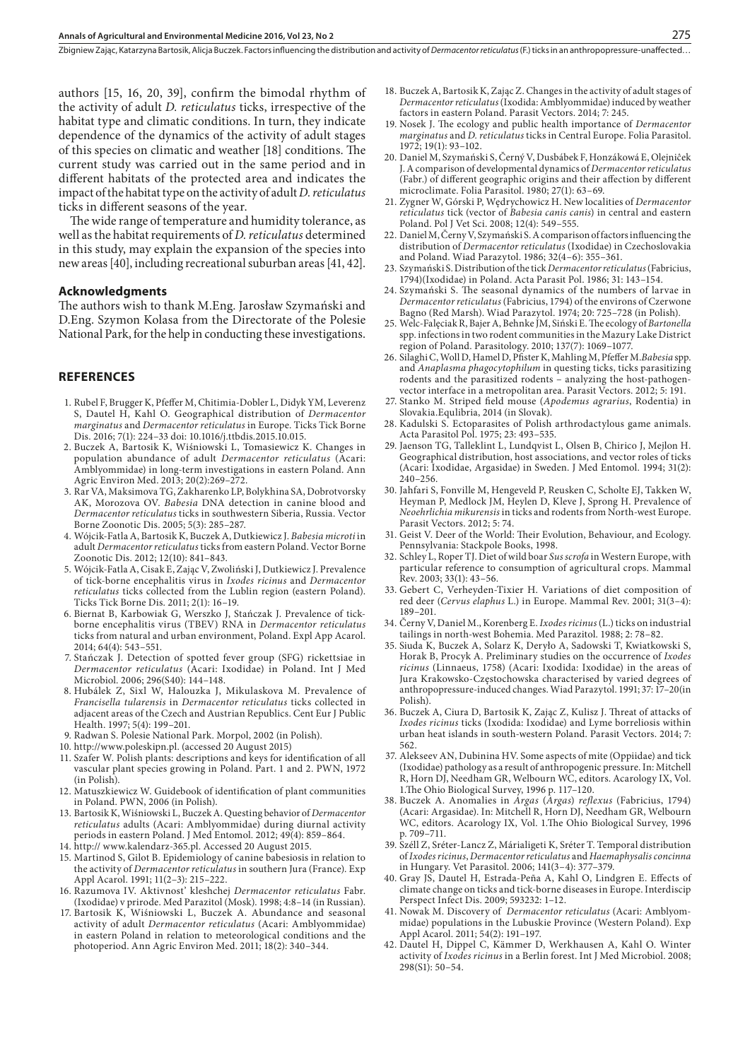authors [15, 16, 20, 39], confirm the bimodal rhythm of the activity of adult *D. reticulatus* ticks, irrespective of the habitat type and climatic conditions. In turn, they indicate dependence of the dynamics of the activity of adult stages of this species on climatic and weather [18] conditions. The current study was carried out in the same period and in different habitats of the protected area and indicates the impact of the habitat type on the activity of adult *D. reticulatus* ticks in different seasons of the year.

The wide range of temperature and humidity tolerance, as well as the habitat requirements of *D. reticulatus* determined in this study, may explain the expansion of the species into new areas [40], including recreational suburban areas [41, 42].

### Acknowledgments

The authors wish to thank M.Eng. Jarosław Szymański and D.Eng. Szymon Kolasa from the Directorate of the Polesie National Park, for the help in conducting these investigations.

## REFERENCES

1. Rubel F, Brugger K, Pfeffer M, Chitimia-Dobler L, Didyk YM, Leverenz S, Dautel H, Kahl O. Geographical distribution of *Dermacentor marginatus* and *Dermacentor reticulatus* in Europe. Ticks Tick Borne Dis. 2016; 7(1): 224–33 doi: 10.1016/j.ttbdis.2015.10.015.
2. Buczek A, Bartosik K, Wiśniowski L, Tomasiewicz K. Changes in population abundance of adult *Dermacentor reticulatus* (Acari: Amblyommidae) in long-term investigations in eastern Poland. Ann Agric Environ Med. 2013; 20(2):269–272.
3. Rar VA, Maksimova TG, Zakharenko LP, Bolykhina SA, Dobrotvorsky AK, Morozova OV. *Babesia* DNA detection in canine blood and *Dermacentor reticulatus* ticks in southwestern Siberia, Russia. Vector Borne Zoonotic Dis. 2005; 5(3): 285–287.
4. Wójcik-Fatla A, Bartosik K, Buczek A, Dutkiewicz J. *Babesia microti* in adult *Dermacentor reticulatus* ticks from eastern Poland. Vector Borne Zoonotic Dis. 2012; 12(10): 841–843.
5. Wójcik-Fatla A, Cisak E, Zając V, Zwoliński J, Dutkiewicz J. Prevalence of tick-borne encephalitis virus in *Ixodes ricinus* and *Dermacentor reticulatus* ticks collected from the Lublin region (eastern Poland). Ticks Tick Borne Dis. 2011; 2(1): 16–19.
6. Biernat B, Karbowiak G, Werszko J, Stańczak J. Prevalence of tick-borne encephalitis virus (TBEV) RNA in *Dermacentor reticulatus* ticks from natural and urban environment, Poland. Expl App Acarol. 2014; 64(4): 543–551.
7. Stańczak J. Detection of spotted fever group (SFG) rickettsiae in *Dermacentor reticulatus* (Acari: Ixodidae) in Poland. Int J Med Microbiol. 2006; 296(S40): 144–148.
8. Hubálek Z, Sixl W, Halouzka J, Mikulaskova M. Prevalence of *Francisella tularensis* in *Dermacentor reticulatus* ticks collected in adjacent areas of the Czech and Austrian Republics. Cent Eur J Public Health. 1997; 5(4): 199–201.
9. Radwan S. Polesie National Park. Morpol, 2002 (in Polish).
10. http://www.poleskipn.pl. (accessed 20 August 2015)
11. Szafer W. Polish plants: descriptions and keys for identification of all vascular plant species growing in Poland. Part. 1 and 2. PWN, 1972 (in Polish).
12. Matuszkiewicz W. Guidebook of identification of plant communities in Poland. PWN, 2006 (in Polish).
13. Bartosik K, Wiśniowski L, Buczek A. Questing behavior of *Dermacentor reticulatus* adults (Acari: Amblyommidae) during diurnal activity periods in eastern Poland. J Med Entomol. 2012; 49(4): 859–864.
14. http:// www.kalendarz-365.pl. Accessed 20 August 2015.
15. Martinod S, Gilot B. Epidemiology of canine babesiosis in relation to the activity of *Dermacentor reticulatus* in southern Jura (France). Exp Appl Acarol. 1991; 11(2–3): 215–222.
16. Razumova IV. Aktivnost' kleshchej *Dermacentor reticulatus* Fabr. (Ixodidae) v prirode. Med Parazitol (Mosk). 1998; 4:8–14 (in Russian).
17. Bartosik K, Wiśniowski L, Buczek A. Abundance and seasonal activity of adult *Dermacentor reticulatus* (Acari: Amblyommidae) in eastern Poland in relation to meteorological conditions and the photoperiod. Ann Agric Environ Med. 2011; 18(2): 340–344.
18. Buczek A, Bartosik K, Zając Z. Changes in the activity of adult stages of *Dermacentor reticulatus* (Ixodida: Amblyommidae) induced by weather factors in eastern Poland. Parasit Vectors. 2014; 7: 245.
19. Nosek J. The ecology and public health importance of *Dermacentor marginatus* and *D. reticulatus* ticks in Central Europe. Folia Parasitol. 1972; 19(1): 93–102.
20. Daniel M, Szymański S, Černý V, Dusbábek F, Honzákowá E, Olejníček J. A comparison of developmental dynamics of *Dermacentor reticulatus* (Fabr.) of different geographic origins and their affection by different microclimate. Folia Parasitol. 1980; 27(1): 63–69.
21. Zygner W, Górski P, Wędrychowicz H. New localities of *Dermacentor reticulatus* tick (vector of *Babesia canis canis*) in central and eastern Poland. Pol J Vet Sci. 2008; 12(4): 549–555.
22. Daniel M, Černy V, Szymański S. A comparison of factors influencing the distribution of *Dermacentor reticulatus* (Ixodidae) in Czechoslovakia and Poland. Wiad Parazytol. 1986; 32(4–6): 355–361.
23. Szymański S. Distribution of the tick *Dermacentor reticulatus* (Fabricius, 1794)(Ixodidae) in Poland. Acta Parasit Pol. 1986; 31: 143–154.
24. Szymański S. The seasonal dynamics of the numbers of larvae in *Dermacentor reticulatus* (Fabricius, 1794) of the environs of Czerwone Bagno (Red Marsh). Wiad Parazytol. 1974; 20: 725–728 (in Polish).
25. Welc-Falęciak R, Bajer A, Behnke JM, Siński E. The ecology of *Bartonella* spp. infections in two rodent communities in the Mazury Lake District region of Poland. Parasitology. 2010; 137(7): 1069–1077.
26. Silaghi C, Woll D, Hamel D, Pfister K, Mahling M, Pfeffer M.*Babesia* spp. and *Anaplasma phagocytophilum* in questing ticks, ticks parasitizing rodents and the parasitized rodents – analyzing the host-pathogen-vector interface in a metropolitan area. Parasit Vectors. 2012; 5: 191.
27. Stanko M. Striped field mouse (*Apodemus agrarius*, Rodentia) in Slovakia.Equlibria, 2014 (in Slovak).
28. Kadulski S. Ectoparasites of Polish arthrodactylous game animals. Acta Parasitol Pol. 1975; 23: 493–535.
29. Jaenson TG, Talleklint L, Lundqvist L, Olsen B, Chirico J, Mejlon H. Geographical distribution, host associations, and vector roles of ticks (Acari: Ixodidae, Argasidae) in Sweden. J Med Entomol. 1994; 31(2): 240–256.
30. Jahfari S, Fonville M, Hengeveld P, Reusken C, Scholte EJ, Takken W, Heyman P, Medlock JM, Heylen D, Kleve J, Sprong H. Prevalence of *Neoehrlichia mikurensis* in ticks and rodents from North-west Europe. Parasit Vectors. 2012; 5: 74.
31. Geist V. Deer of the World: Their Evolution, Behaviour, and Ecology. Pennsylvania: Stackpole Books, 1998.
32. Schley L, Roper TJ. Diet of wild boar *Sus scrofa* in Western Europe, with particular reference to consumption of agricultural crops. Mammal Rev. 2003; 33(1): 43–56.
33. Gebert C, Verheyden-Tixier H. Variations of diet composition of red deer (*Cervus elaphus* L.) in Europe. Mammal Rev. 2001; 31(3–4): 189–201.
34. Černy V, Daniel M., Korenberg E. *Ixodes ricinus* (L.) ticks on industrial tailings in north-west Bohemia. Med Parazitol. 1988; 2: 78–82.
35. Siuda K, Buczek A, Solarz K, Deryło A, Sadowski T, Kwiatkowski S, Horak B, Procyk A. Preliminary studies on the occurrence of *Ixodes ricinus* (Linnaeus, 1758) (Acari: Ixodida: Ixodidae) in the areas of Jura Krakowsko-Częstochowska characterised by varied degrees of anthropopressure-induced changes. Wiad Parazytol. 1991; 37: 17–20(in Polish).
36. Buczek A, Ciura D, Bartosik K, Zając Z, Kulisz J. Threat of attacks of *Ixodes ricinus* ticks (Ixodida: Ixodidae) and Lyme borreliosis within urban heat islands in south-western Poland. Parasit Vectors. 2014; 7: 562.
37. Alekseev AN, Dubinina HV. Some aspects of mite (Oppiidae) and tick (Ixodidae) pathology as a result of anthropogenic pressure. In: Mitchell R, Horn DJ, Needham GR, Welbourn WC, editors. Acarology IX, Vol. 1.The Ohio Biological Survey, 1996 p. 117–120.
38. Buczek A. Anomalies in *Argas* (*Argas*) *reflexus* (Fabricius, 1794) (Acari: Argasidae). In: Mitchell R, Horn DJ, Needham GR, Welbourn WC, editors. Acarology IX, Vol. 1.The Ohio Biological Survey, 1996 p. 709–711.
39. Széll Z, Sréter-Lancz Z, Márialigeti K, Sréter T. Temporal distribution of *Ixodes ricinus*, *Dermacentor reticulatus* and *Haemaphysalis concinna* in Hungary. Vet Parasitol. 2006; 141(3–4): 377–379.
40. Gray JS, Dautel H, Estrada-Peña A, Kahl O, Lindgren E. Effects of climate change on ticks and tick-borne diseases in Europe. Interdiscip Perspect Infect Dis. 2009; 593232: 1–12.
41. Nowak M. Discovery of *Dermacentor reticulatus* (Acari: Amblyommidae) populations in the Lubuskie Province (Western Poland). Exp Appl Acarol. 2011; 54(2): 191–197.
42. Dautel H, Dippel C, Kämmer D, Werkhausen A, Kahl O. Winter activity of *Ixodes ricinus* in a Berlin forest. Int J Med Microbiol. 2008; 298(S1): 50–54.